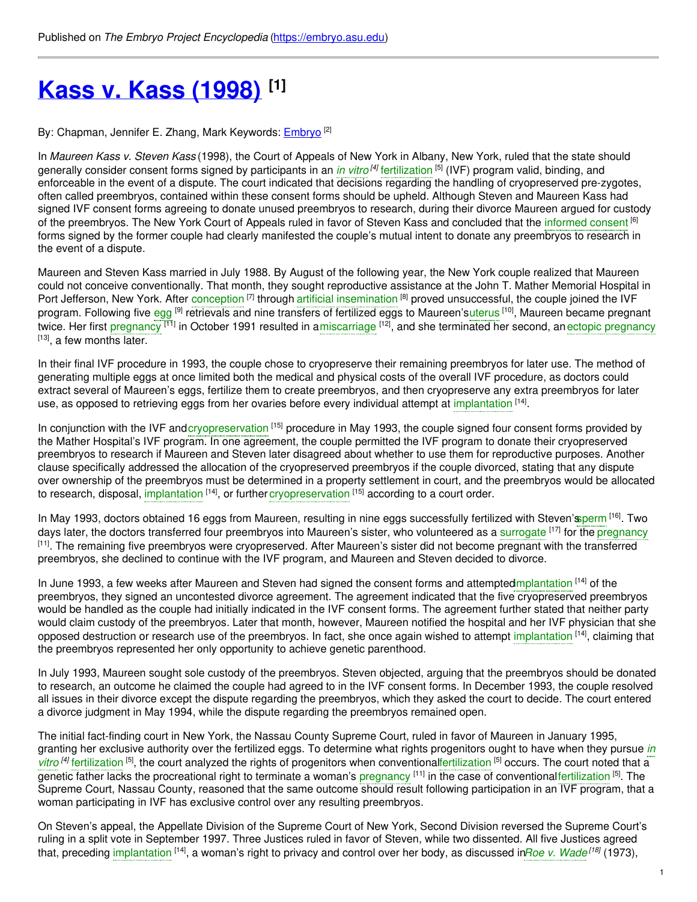Published on *The Embryo Project Encyclopedia* (https://embryo.asu.edu)

# Kass v. Kass (1998) [1]

By: Chapman, Jennifer E. Zhang, Mark Keywords: Embryo [2]

In *Maureen Kass v. Steven Kass* (1998), the Court of Appeals of New York in Albany, New York, ruled that the state should generally consider consent forms signed by participants in an *in vitro* [4] fertilization [5] (IVF) program valid, binding, and enforceable in the event of a dispute. The court indicated that decisions regarding the handling of cryopreserved pre-zygotes, often called preembryos, contained within these consent forms should be upheld. Although Steven and Maureen Kass had signed IVF consent forms agreeing to donate unused preembryos to research, during their divorce Maureen argued for custody of the preembryos. The New York Court of Appeals ruled in favor of Steven Kass and concluded that the informed consent [6] forms signed by the former couple had clearly manifested the couple's mutual intent to donate any preembryos to research in the event of a dispute.

Maureen and Steven Kass married in July 1988. By August of the following year, the New York couple realized that Maureen could not conceive conventionally. That month, they sought reproductive assistance at the John T. Mather Memorial Hospital in Port Jefferson, New York. After conception [7] through artificial insemination [8] proved unsuccessful, the couple joined the IVF program. Following five egg [9] retrievals and nine transfers of fertilized eggs to Maureen's uterus [10], Maureen became pregnant twice. Her first pregnancy [11] in October 1991 resulted in a miscarriage [12], and she terminated her second, an ectopic pregnancy [13], a few months later.

In their final IVF procedure in 1993, the couple chose to cryopreserve their remaining preembryos for later use. The method of generating multiple eggs at once limited both the medical and physical costs of the overall IVF procedure, as doctors could extract several of Maureen's eggs, fertilize them to create preembryos, and then cryopreserve any extra preembryos for later use, as opposed to retrieving eggs from her ovaries before every individual attempt at implantation [14].

In conjunction with the IVF and cryopreservation [15] procedure in May 1993, the couple signed four consent forms provided by the Mather Hospital's IVF program. In one agreement, the couple permitted the IVF program to donate their cryopreserved preembryos to research if Maureen and Steven later disagreed about whether to use them for reproductive purposes. Another clause specifically addressed the allocation of the cryopreserved preembryos if the couple divorced, stating that any dispute over ownership of the preembryos must be determined in a property settlement in court, and the preembryos would be allocated to research, disposal, implantation [14], or further cryopreservation [15] according to a court order.

In May 1993, doctors obtained 16 eggs from Maureen, resulting in nine eggs successfully fertilized with Steven's sperm [16]. Two days later, the doctors transferred four preembryos into Maureen's sister, who volunteered as a surrogate [17] for the pregnancy [11]. The remaining five preembryos were cryopreserved. After Maureen's sister did not become pregnant with the transferred preembryos, she declined to continue with the IVF program, and Maureen and Steven decided to divorce.

In June 1993, a few weeks after Maureen and Steven had signed the consent forms and attempted implantation [14] of the preembryos, they signed an uncontested divorce agreement. The agreement indicated that the five cryopreserved preembryos would be handled as the couple had initially indicated in the IVF consent forms. The agreement further stated that neither party would claim custody of the preembryos. Later that month, however, Maureen notified the hospital and her IVF physician that she opposed destruction or research use of the preembryos. In fact, she once again wished to attempt implantation [14], claiming that the preembryos represented her only opportunity to achieve genetic parenthood.

In July 1993, Maureen sought sole custody of the preembryos. Steven objected, arguing that the preembryos should be donated to research, an outcome he claimed the couple had agreed to in the IVF consent forms. In December 1993, the couple resolved all issues in their divorce except the dispute regarding the preembryos, which they asked the court to decide. The court entered a divorce judgment in May 1994, while the dispute regarding the preembryos remained open.

The initial fact-finding court in New York, the Nassau County Supreme Court, ruled in favor of Maureen in January 1995, granting her exclusive authority over the fertilized eggs. To determine what rights progenitors ought to have when they pursue *in vitro* [4] fertilization [5], the court analyzed the rights of progenitors when conventional fertilization [5] occurs. The court noted that a genetic father lacks the procreational right to terminate a woman's pregnancy [11] in the case of conventional fertilization [5]. The Supreme Court, Nassau County, reasoned that the same outcome should result following participation in an IVF program, that a woman participating in IVF has exclusive control over any resulting preembryos.

On Steven's appeal, the Appellate Division of the Supreme Court of New York, Second Division reversed the Supreme Court's ruling in a split vote in September 1997. Three Justices ruled in favor of Steven, while two dissented. All five Justices agreed that, preceding implantation [14], a woman's right to privacy and control over her body, as discussed in *Roe v. Wade* [18] (1973),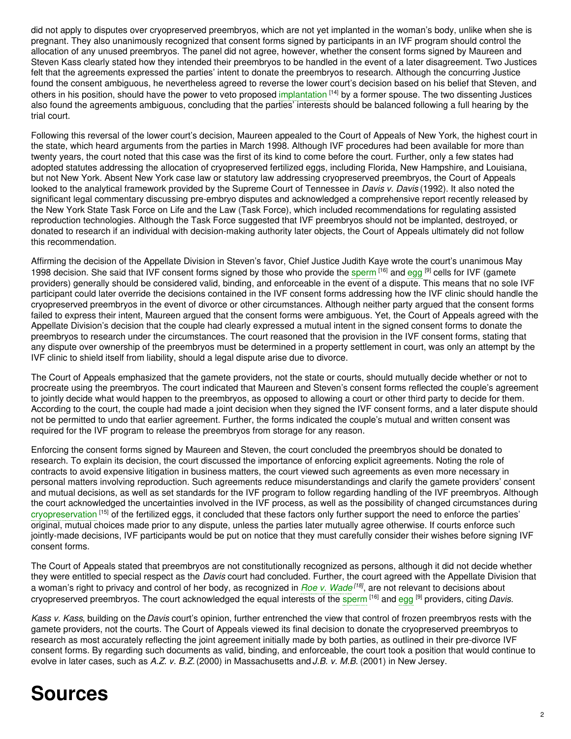did not apply to disputes over cryopreserved preembryos, which are not yet implanted in the woman's body, unlike when she is pregnant. They also unanimously recognized that consent forms signed by participants in an IVF program should control the allocation of any unused preembryos. The panel did not agree, however, whether the consent forms signed by Maureen and Steven Kass clearly stated how they intended their preembryos to be handled in the event of a later disagreement. Two Justices felt that the agreements expressed the parties' intent to donate the preembryos to research. Although the concurring Justice found the consent ambiguous, he nevertheless agreed to reverse the lower court's decision based on his belief that Steven, and others in his position, should have the power to veto proposed implantation [14] by a former spouse. The two dissenting Justices also found the agreements ambiguous, concluding that the parties' interests should be balanced following a full hearing by the trial court.

Following this reversal of the lower court's decision, Maureen appealed to the Court of Appeals of New York, the highest court in the state, which heard arguments from the parties in March 1998. Although IVF procedures had been available for more than twenty years, the court noted that this case was the first of its kind to come before the court. Further, only a few states had adopted statutes addressing the allocation of cryopreserved fertilized eggs, including Florida, New Hampshire, and Louisiana, but not New York. Absent New York case law or statutory law addressing cryopreserved preembryos, the Court of Appeals looked to the analytical framework provided by the Supreme Court of Tennessee in *Davis v. Davis* (1992). It also noted the significant legal commentary discussing pre-embryo disputes and acknowledged a comprehensive report recently released by the New York State Task Force on Life and the Law (Task Force), which included recommendations for regulating assisted reproduction technologies. Although the Task Force suggested that IVF preembryos should not be implanted, destroyed, or donated to research if an individual with decision-making authority later objects, the Court of Appeals ultimately did not follow this recommendation.

Affirming the decision of the Appellate Division in Steven's favor, Chief Justice Judith Kaye wrote the court's unanimous May 1998 decision. She said that IVF consent forms signed by those who provide the sperm [16] and egg [9] cells for IVF (gamete providers) generally should be considered valid, binding, and enforceable in the event of a dispute. This means that no sole IVF participant could later override the decisions contained in the IVF consent forms addressing how the IVF clinic should handle the cryopreserved preembryos in the event of divorce or other circumstances. Although neither party argued that the consent forms failed to express their intent, Maureen argued that the consent forms were ambiguous. Yet, the Court of Appeals agreed with the Appellate Division's decision that the couple had clearly expressed a mutual intent in the signed consent forms to donate the preembryos to research under the circumstances. The court reasoned that the provision in the IVF consent forms, stating that any dispute over ownership of the preembryos must be determined in a property settlement in court, was only an attempt by the IVF clinic to shield itself from liability, should a legal dispute arise due to divorce.

The Court of Appeals emphasized that the gamete providers, not the state or courts, should mutually decide whether or not to procreate using the preembryos. The court indicated that Maureen and Steven's consent forms reflected the couple's agreement to jointly decide what would happen to the preembryos, as opposed to allowing a court or other third party to decide for them. According to the court, the couple had made a joint decision when they signed the IVF consent forms, and a later dispute should not be permitted to undo that earlier agreement. Further, the forms indicated the couple's mutual and written consent was required for the IVF program to release the preembryos from storage for any reason.

Enforcing the consent forms signed by Maureen and Steven, the court concluded the preembryos should be donated to research. To explain its decision, the court discussed the importance of enforcing explicit agreements. Noting the role of contracts to avoid expensive litigation in business matters, the court viewed such agreements as even more necessary in personal matters involving reproduction. Such agreements reduce misunderstandings and clarify the gamete providers' consent and mutual decisions, as well as set standards for the IVF program to follow regarding handling of the IVF preembryos. Although the court acknowledged the uncertainties involved in the IVF process, as well as the possibility of changed circumstances during cryopreservation [15] of the fertilized eggs, it concluded that these factors only further support the need to enforce the parties' original, mutual choices made prior to any dispute, unless the parties later mutually agree otherwise. If courts enforce such jointly-made decisions, IVF participants would be put on notice that they must carefully consider their wishes before signing IVF consent forms.

The Court of Appeals stated that preembryos are not constitutionally recognized as persons, although it did not decide whether they were entitled to special respect as the *Davis* court had concluded. Further, the court agreed with the Appellate Division that a woman's right to privacy and control of her body, as recognized in *Roe v. Wade* [18], are not relevant to decisions about cryopreserved preembryos. The court acknowledged the equal interests of the sperm [16] and egg [9] providers, citing *Davis*.

*Kass v. Kass*, building on the *Davis* court's opinion, further entrenched the view that control of frozen preembryos rests with the gamete providers, not the courts. The Court of Appeals viewed its final decision to donate the cryopreserved preembryos to research as most accurately reflecting the joint agreement initially made by both parties, as outlined in their pre-divorce IVF consent forms. By regarding such documents as valid, binding, and enforceable, the court took a position that would continue to evolve in later cases, such as *A.Z. v. B.Z.* (2000) in Massachusetts and *J.B. v. M.B.* (2001) in New Jersey.

# Sources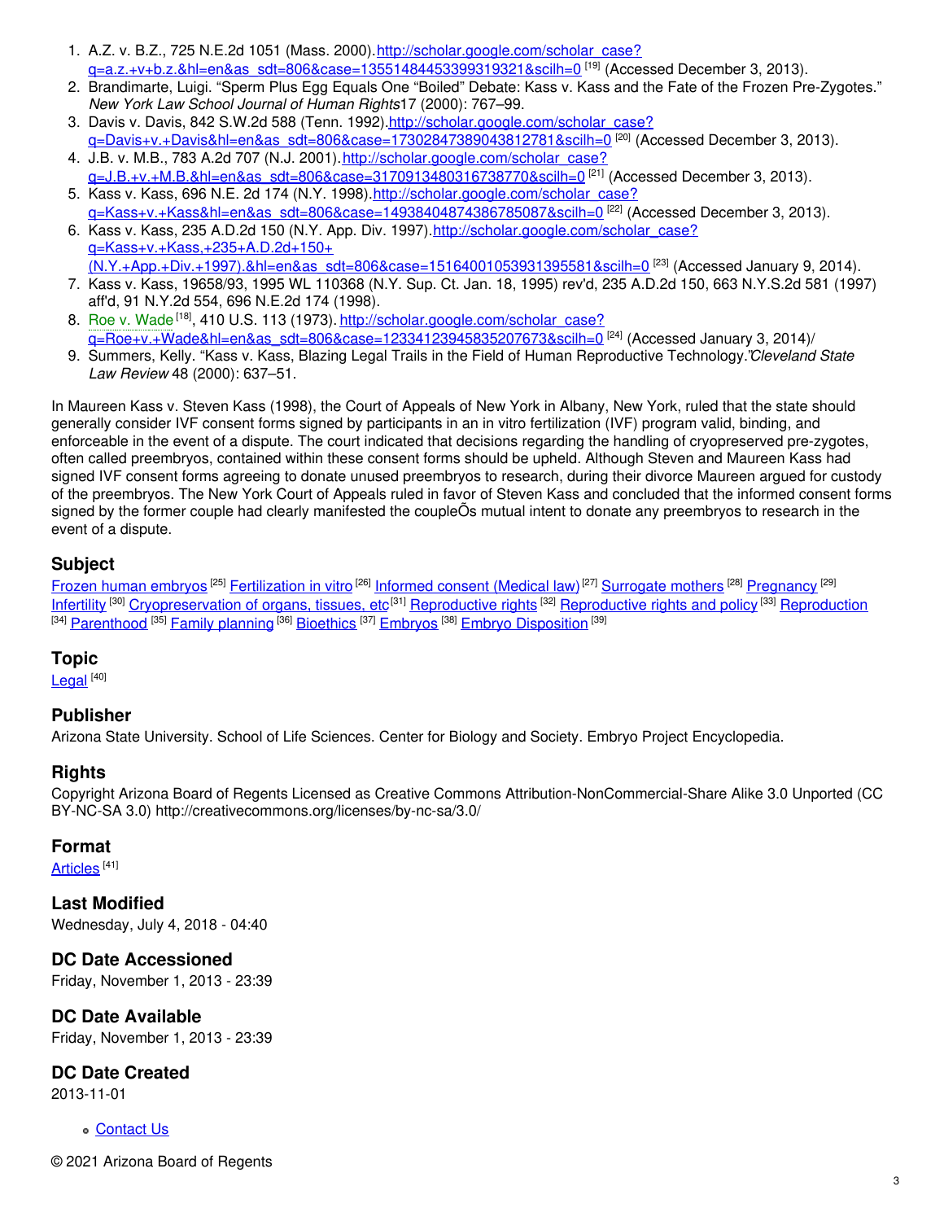1. A.Z. v. B.Z., 725 N.E.2d 1051 (Mass. 2000).http://scholar.google.com/scholar_case?q=a.z.+v+b.z.&hl=en&as_sdt=806&case=13551484453399319321&scilh=0 [19] (Accessed December 3, 2013).
2. Brandimarte, Luigi. "Sperm Plus Egg Equals One "Boiled" Debate: Kass v. Kass and the Fate of the Frozen Pre-Zygotes." *New York Law School Journal of Human Rights*17 (2000): 767–99.
3. Davis v. Davis, 842 S.W.2d 588 (Tenn. 1992).http://scholar.google.com/scholar_case?q=Davis+v.+Davis&hl=en&as_sdt=806&case=17302847389043812781&scilh=0 [20] (Accessed December 3, 2013).
4. J.B. v. M.B., 783 A.2d 707 (N.J. 2001).http://scholar.google.com/scholar_case?q=J.B.+v.+M.B.&hl=en&as_sdt=806&case=3170913480316738770&scilh=0 [21] (Accessed December 3, 2013).
5. Kass v. Kass, 696 N.E. 2d 174 (N.Y. 1998).http://scholar.google.com/scholar_case?q=Kass+v.+Kass&hl=en&as_sdt=806&case=14938404874386785087&scilh=0 [22] (Accessed December 3, 2013).
6. Kass v. Kass, 235 A.D.2d 150 (N.Y. App. Div. 1997).http://scholar.google.com/scholar_case?q=Kass+v.+Kass,+235+A.D.2d+150+(N.Y.+App.+Div.+1997).&hl=en&as_sdt=806&case=15164001053931395581&scilh=0 [23] (Accessed January 9, 2014).
7. Kass v. Kass, 19658/93, 1995 WL 110368 (N.Y. Sup. Ct. Jan. 18, 1995) rev'd, 235 A.D.2d 150, 663 N.Y.S.2d 581 (1997) aff'd, 91 N.Y.2d 554, 696 N.E.2d 174 (1998).
8. Roe v. Wade [18], 410 U.S. 113 (1973). http://scholar.google.com/scholar_case?q=Roe+v.+Wade&hl=en&as_sdt=806&case=12334123945835207673&scilh=0 [24] (Accessed January 3, 2014)/
9. Summers, Kelly. "Kass v. Kass, Blazing Legal Trails in the Field of Human Reproductive Technology."*Cleveland State Law Review* 48 (2000): 637–51.

In Maureen Kass v. Steven Kass (1998), the Court of Appeals of New York in Albany, New York, ruled that the state should generally consider IVF consent forms signed by participants in an in vitro fertilization (IVF) program valid, binding, and enforceable in the event of a dispute. The court indicated that decisions regarding the handling of cryopreserved pre-zygotes, often called preembryos, contained within these consent forms should be upheld. Although Steven and Maureen Kass had signed IVF consent forms agreeing to donate unused preembryos to research, during their divorce Maureen argued for custody of the preembryos. The New York Court of Appeals ruled in favor of Steven Kass and concluded that the informed consent forms signed by the former couple had clearly manifested the coupleÕs mutual intent to donate any preembryos to research in the event of a dispute.

## Subject

Frozen human embryos [25] Fertilization in vitro [26] Informed consent (Medical law) [27] Surrogate mothers [28] Pregnancy [29] Infertility [30] Cryopreservation of organs, tissues, etc [31] Reproductive rights [32] Reproductive rights and policy [33] Reproduction [34] Parenthood [35] Family planning [36] Bioethics [37] Embryos [38] Embryo Disposition [39]

## Topic

Legal [40]

## Publisher

Arizona State University. School of Life Sciences. Center for Biology and Society. Embryo Project Encyclopedia.

## Rights

Copyright Arizona Board of Regents Licensed as Creative Commons Attribution-NonCommercial-Share Alike 3.0 Unported (CC BY-NC-SA 3.0) http://creativecommons.org/licenses/by-nc-sa/3.0/

## Format

Articles [41]

## Last Modified

Wednesday, July 4, 2018 - 04:40

## DC Date Accessioned

Friday, November 1, 2013 - 23:39

## DC Date Available

Friday, November 1, 2013 - 23:39

## DC Date Created

2013-11-01

- Contact Us

© 2021 Arizona Board of Regents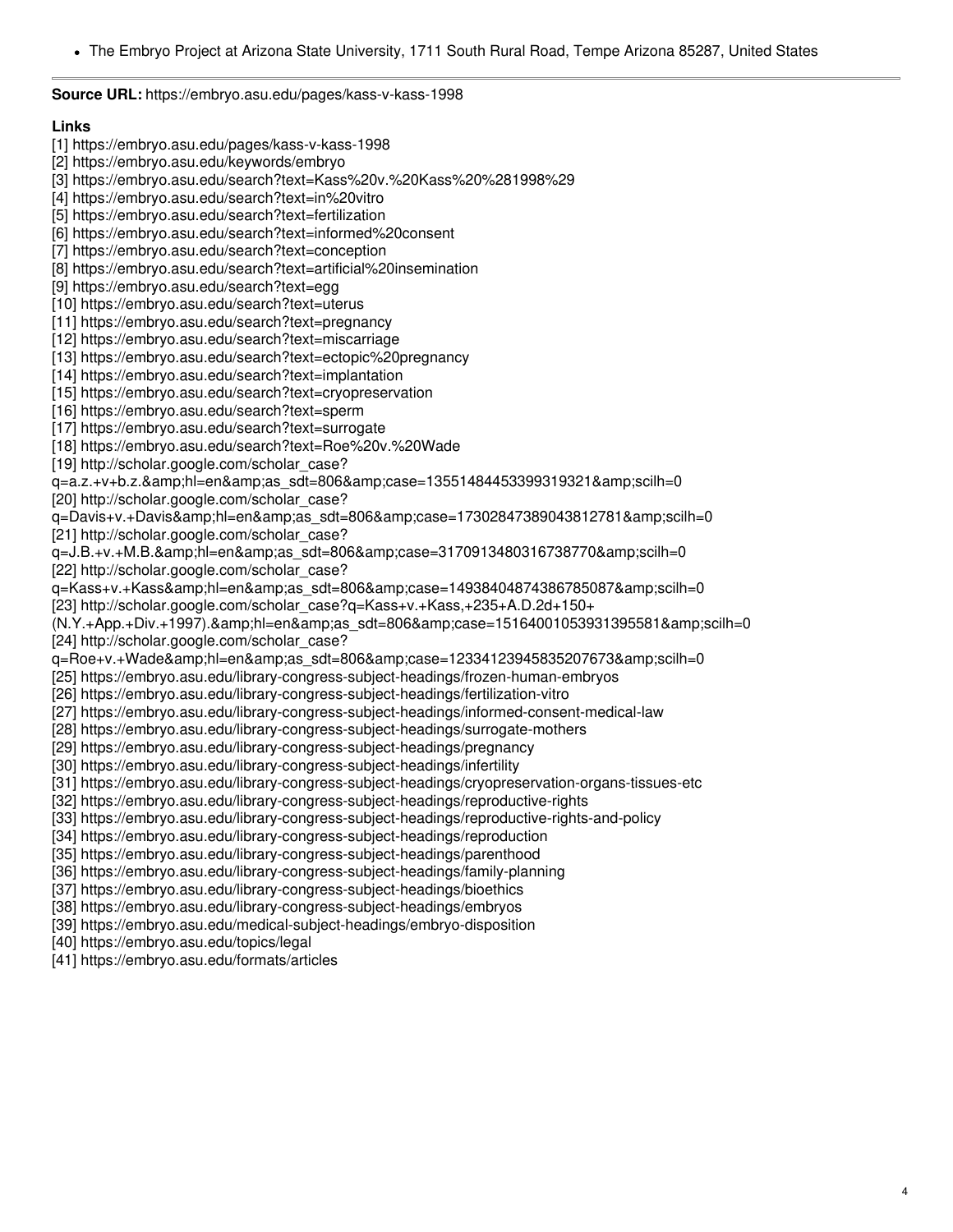- The Embryo Project at Arizona State University, 1711 South Rural Road, Tempe Arizona 85287, United States

---

**Source URL:** https://embryo.asu.edu/pages/kass-v-kass-1998

**Links**

[1] https://embryo.asu.edu/pages/kass-v-kass-1998
[2] https://embryo.asu.edu/keywords/embryo
[3] https://embryo.asu.edu/search?text=Kass%20v.%20Kass%20%281998%29
[4] https://embryo.asu.edu/search?text=in%20vitro
[5] https://embryo.asu.edu/search?text=fertilization
[6] https://embryo.asu.edu/search?text=informed%20consent
[7] https://embryo.asu.edu/search?text=conception
[8] https://embryo.asu.edu/search?text=artificial%20insemination
[9] https://embryo.asu.edu/search?text=egg
[10] https://embryo.asu.edu/search?text=uterus
[11] https://embryo.asu.edu/search?text=pregnancy
[12] https://embryo.asu.edu/search?text=miscarriage
[13] https://embryo.asu.edu/search?text=ectopic%20pregnancy
[14] https://embryo.asu.edu/search?text=implantation
[15] https://embryo.asu.edu/search?text=cryopreservation
[16] https://embryo.asu.edu/search?text=sperm
[17] https://embryo.asu.edu/search?text=surrogate
[18] https://embryo.asu.edu/search?text=Roe%20v.%20Wade
[19] http://scholar.google.com/scholar_case?q=a.z.+v+b.z.&amp;hl=en&amp;as_sdt=806&amp;case=13551484453399319321&amp;scilh=0
[20] http://scholar.google.com/scholar_case?q=Davis+v.+Davis&amp;hl=en&amp;as_sdt=806&amp;case=17302847389043812781&amp;scilh=0
[21] http://scholar.google.com/scholar_case?q=J.B.+v.+M.B.&amp;hl=en&amp;as_sdt=806&amp;case=3170913480316738770&amp;scilh=0
[22] http://scholar.google.com/scholar_case?q=Kass+v.+Kass&amp;hl=en&amp;as_sdt=806&amp;case=14938404874386785087&amp;scilh=0
[23] http://scholar.google.com/scholar_case?q=Kass+v.+Kass,+235+A.D.2d+150+(N.Y.+App.+Div.+1997).&amp;hl=en&amp;as_sdt=806&amp;case=15164001053931395581&amp;scilh=0
[24] http://scholar.google.com/scholar_case?q=Roe+v.+Wade&amp;hl=en&amp;as_sdt=806&amp;case=12334123945835207673&amp;scilh=0
[25] https://embryo.asu.edu/library-congress-subject-headings/frozen-human-embryos
[26] https://embryo.asu.edu/library-congress-subject-headings/fertilization-vitro
[27] https://embryo.asu.edu/library-congress-subject-headings/informed-consent-medical-law
[28] https://embryo.asu.edu/library-congress-subject-headings/surrogate-mothers
[29] https://embryo.asu.edu/library-congress-subject-headings/pregnancy
[30] https://embryo.asu.edu/library-congress-subject-headings/infertility
[31] https://embryo.asu.edu/library-congress-subject-headings/cryopreservation-organs-tissues-etc
[32] https://embryo.asu.edu/library-congress-subject-headings/reproductive-rights
[33] https://embryo.asu.edu/library-congress-subject-headings/reproductive-rights-and-policy
[34] https://embryo.asu.edu/library-congress-subject-headings/reproduction
[35] https://embryo.asu.edu/library-congress-subject-headings/parenthood
[36] https://embryo.asu.edu/library-congress-subject-headings/family-planning
[37] https://embryo.asu.edu/library-congress-subject-headings/bioethics
[38] https://embryo.asu.edu/library-congress-subject-headings/embryos
[39] https://embryo.asu.edu/medical-subject-headings/embryo-disposition
[40] https://embryo.asu.edu/topics/legal
[41] https://embryo.asu.edu/formats/articles